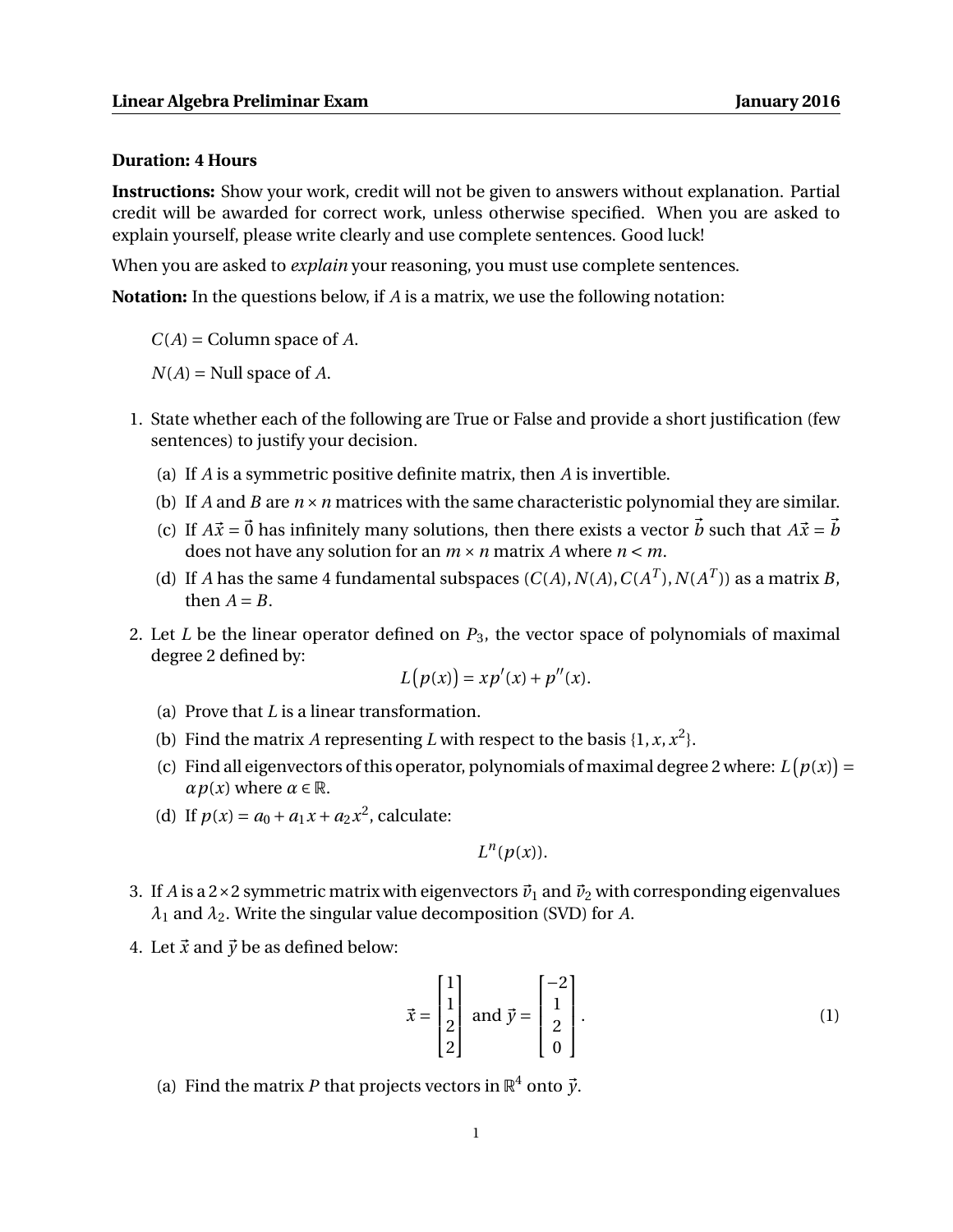**Linear Algebra Preliminar Exam** **January 2016**

**Duration: 4 Hours**

**Instructions:** Show your work, credit will not be given to answers without explanation. Partial credit will be awarded for correct work, unless otherwise specified. When you are asked to explain yourself, please write clearly and use complete sentences. Good luck!

When you are asked to *explain* your reasoning, you must use complete sentences.

**Notation:** In the questions below, if $A$ is a matrix, we use the following notation:

$C(A)$ = Column space of $A$.

$N(A)$ = Null space of $A$.

1. State whether each of the following are True or False and provide a short justification (few sentences) to justify your decision.

   (a) If $A$ is a symmetric positive definite matrix, then $A$ is invertible.

   (b) If $A$ and $B$ are $n \times n$ matrices with the same characteristic polynomial they are similar.

   (c) If $A\vec{x} = \vec{0}$ has infinitely many solutions, then there exists a vector $\vec{b}$ such that $A\vec{x} = \vec{b}$ does not have any solution for an $m \times n$ matrix $A$ where $n < m$.

   (d) If $A$ has the same 4 fundamental subspaces ($C(A), N(A), C(A^T), N(A^T)$) as a matrix $B$, then $A = B$.

2. Let $L$ be the linear operator defined on $P_3$, the vector space of polynomials of maximal degree 2 defined by:
$$L\big(p(x)\big) = xp'(x) + p''(x).$$

   (a) Prove that $L$ is a linear transformation.

   (b) Find the matrix $A$ representing $L$ with respect to the basis $\{1, x, x^2\}$.

   (c) Find all eigenvectors of this operator, polynomials of maximal degree 2 where: $L\big(p(x)\big) = \alpha p(x)$ where $\alpha \in \mathbb{R}$.

   (d) If $p(x) = a_0 + a_1 x + a_2 x^2$, calculate:
$$L^n(p(x)).$$

3. If $A$ is a $2\times 2$ symmetric matrix with eigenvectors $\vec{v}_1$ and $\vec{v}_2$ with corresponding eigenvalues $\lambda_1$ and $\lambda_2$. Write the singular value decomposition (SVD) for $A$.

4. Let $\vec{x}$ and $\vec{y}$ be as defined below:
$$\vec{x} = \begin{bmatrix} 1 \\ 1 \\ 2 \\ 2 \end{bmatrix} \text{ and } \vec{y} = \begin{bmatrix} -2 \\ 1 \\ 2 \\ 0 \end{bmatrix}. \tag{1}$$

   (a) Find the matrix $P$ that projects vectors in $\mathbb{R}^4$ onto $\vec{y}$.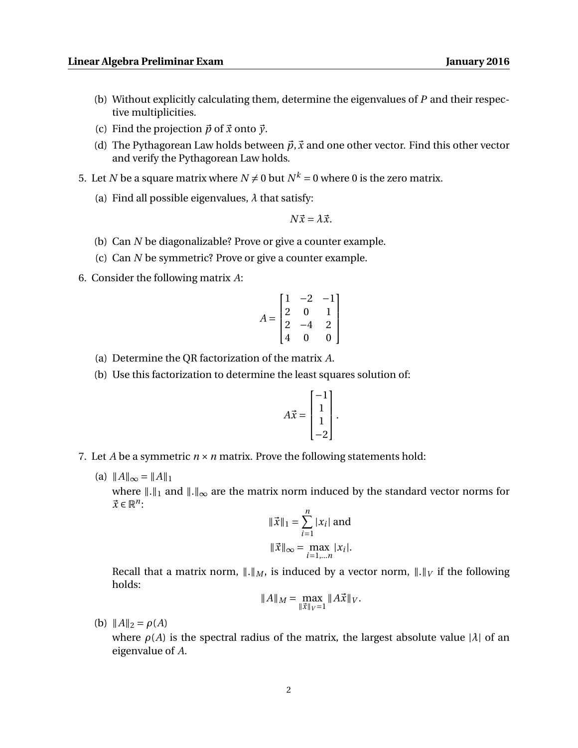(b) Without explicitly calculating them, determine the eigenvalues of $P$ and their respective multiplicities.

(c) Find the projection $\vec{p}$ of $\vec{x}$ onto $\vec{y}$.

(d) The Pythagorean Law holds between $\vec{p}, \vec{x}$ and one other vector. Find this other vector and verify the Pythagorean Law holds.

5. Let $N$ be a square matrix where $N \neq 0$ but $N^k = 0$ where 0 is the zero matrix.

   (a) Find all possible eigenvalues, $\lambda$ that satisfy:

   $$N\vec{x} = \lambda\vec{x}.$$

   (b) Can $N$ be diagonalizable? Prove or give a counter example.

   (c) Can $N$ be symmetric? Prove or give a counter example.

6. Consider the following matrix $A$:

   $$A = \begin{bmatrix} 1 & -2 & -1 \\ 2 & 0 & 1 \\ 2 & -4 & 2 \\ 4 & 0 & 0 \end{bmatrix}$$

   (a) Determine the QR factorization of the matrix $A$.

   (b) Use this factorization to determine the least squares solution of:

   $$A\vec{x} = \begin{bmatrix} -1 \\ 1 \\ 1 \\ -2 \end{bmatrix}.$$

7. Let $A$ be a symmetric $n \times n$ matrix. Prove the following statements hold:

   (a) $\|A\|_\infty = \|A\|_1$

   where $\|.\|_1$ and $\|.\|_\infty$ are the matrix norm induced by the standard vector norms for $\vec{x} \in \mathbb{R}^n$:

   $$\|\vec{x}\|_1 = \sum_{i=1}^{n} |x_i| \text{ and}$$
   $$\|\vec{x}\|_\infty = \max_{i=1,\dots n} |x_i|.$$

   Recall that a matrix norm, $\|.\|_M$, is induced by a vector norm, $\|.\|_V$ if the following holds:

   $$\|A\|_M = \max_{\|\vec{x}\|_V = 1} \|A\vec{x}\|_V.$$

   (b) $\|A\|_2 = \rho(A)$

   where $\rho(A)$ is the spectral radius of the matrix, the largest absolute value $|\lambda|$ of an eigenvalue of $A$.